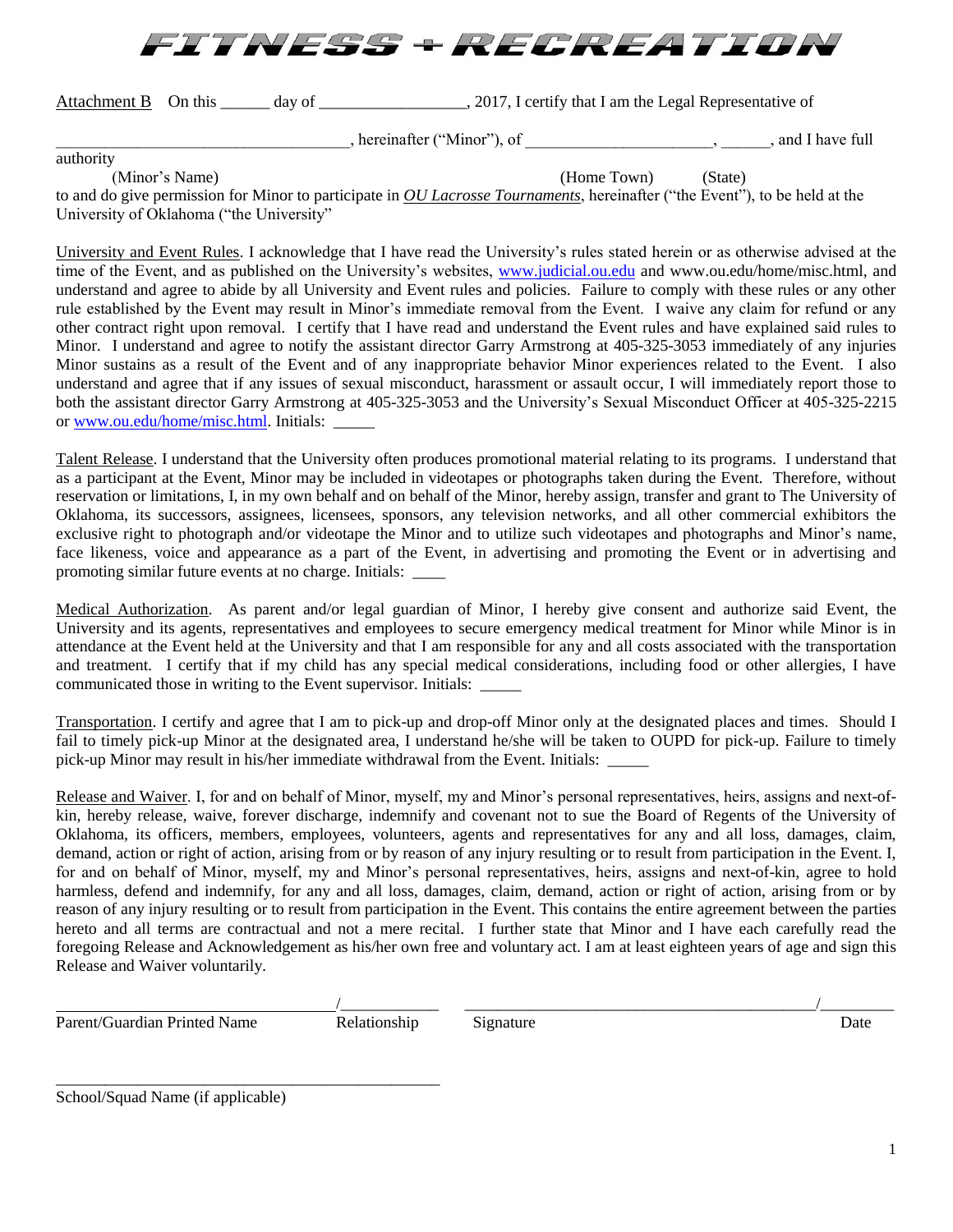# FITNESS + RECREATION

<u>Attachment B</u> On this ______ day of _________________, 2017, I certify that I am the Legal Representative of

__________________________________, hereinafter ("Minor"), of ______________________, ______, and I have full authority

(Minor's Name) (Home Town) (State)

to and do give permission for Minor to participate in ***OU Lacrosse Tournaments***, hereinafter ("the Event"), to be held at the University of Oklahoma ("the University"

<u>University and Event Rules</u>. I acknowledge that I have read the University's rules stated herein or as otherwise advised at the time of the Event, and as published on the University's websites, www.judicial.ou.edu and www.ou.edu/home/misc.html, and understand and agree to abide by all University and Event rules and policies. Failure to comply with these rules or any other rule established by the Event may result in Minor's immediate removal from the Event. I waive any claim for refund or any other contract right upon removal. I certify that I have read and understand the Event rules and have explained said rules to Minor. I understand and agree to notify the assistant director Garry Armstrong at 405-325-3053 immediately of any injuries Minor sustains as a result of the Event and of any inappropriate behavior Minor experiences related to the Event. I also understand and agree that if any issues of sexual misconduct, harassment or assault occur, I will immediately report those to both the assistant director Garry Armstrong at 405-325-3053 and the University's Sexual Misconduct Officer at 405-325-2215 or www.ou.edu/home/misc.html. Initials: _____

<u>Talent Release</u>. I understand that the University often produces promotional material relating to its programs. I understand that as a participant at the Event, Minor may be included in videotapes or photographs taken during the Event. Therefore, without reservation or limitations, I, in my own behalf and on behalf of the Minor, hereby assign, transfer and grant to The University of Oklahoma, its successors, assignees, licensees, sponsors, any television networks, and all other commercial exhibitors the exclusive right to photograph and/or videotape the Minor and to utilize such videotapes and photographs and Minor's name, face likeness, voice and appearance as a part of the Event, in advertising and promoting the Event or in advertising and promoting similar future events at no charge. Initials: ____

<u>Medical Authorization</u>. As parent and/or legal guardian of Minor, I hereby give consent and authorize said Event, the University and its agents, representatives and employees to secure emergency medical treatment for Minor while Minor is in attendance at the Event held at the University and that I am responsible for any and all costs associated with the transportation and treatment. I certify that if my child has any special medical considerations, including food or other allergies, I have communicated those in writing to the Event supervisor. Initials: _____

<u>Transportation</u>. I certify and agree that I am to pick-up and drop-off Minor only at the designated places and times. Should I fail to timely pick-up Minor at the designated area, I understand he/she will be taken to OUPD for pick-up. Failure to timely pick-up Minor may result in his/her immediate withdrawal from the Event. Initials: _____

<u>Release and Waiver</u>. I, for and on behalf of Minor, myself, my and Minor's personal representatives, heirs, assigns and next-of-kin, hereby release, waive, forever discharge, indemnify and covenant not to sue the Board of Regents of the University of Oklahoma, its officers, members, employees, volunteers, agents and representatives for any and all loss, damages, claim, demand, action or right of action, arising from or by reason of any injury resulting or to result from participation in the Event. I, for and on behalf of Minor, myself, my and Minor's personal representatives, heirs, assigns and next-of-kin, agree to hold harmless, defend and indemnify, for any and all loss, damages, claim, demand, action or right of action, arising from or by reason of any injury resulting or to result from participation in the Event. This contains the entire agreement between the parties hereto and all terms are contractual and not a mere recital. I further state that Minor and I have each carefully read the foregoing Release and Acknowledgement as his/her own free and voluntary act. I am at least eighteen years of age and sign this Release and Waiver voluntarily.

__________________________________/____________ ____________________________________________/_________

Parent/Guardian Printed Name Relationship Signature Date

______________________________________________

School/Squad Name (if applicable)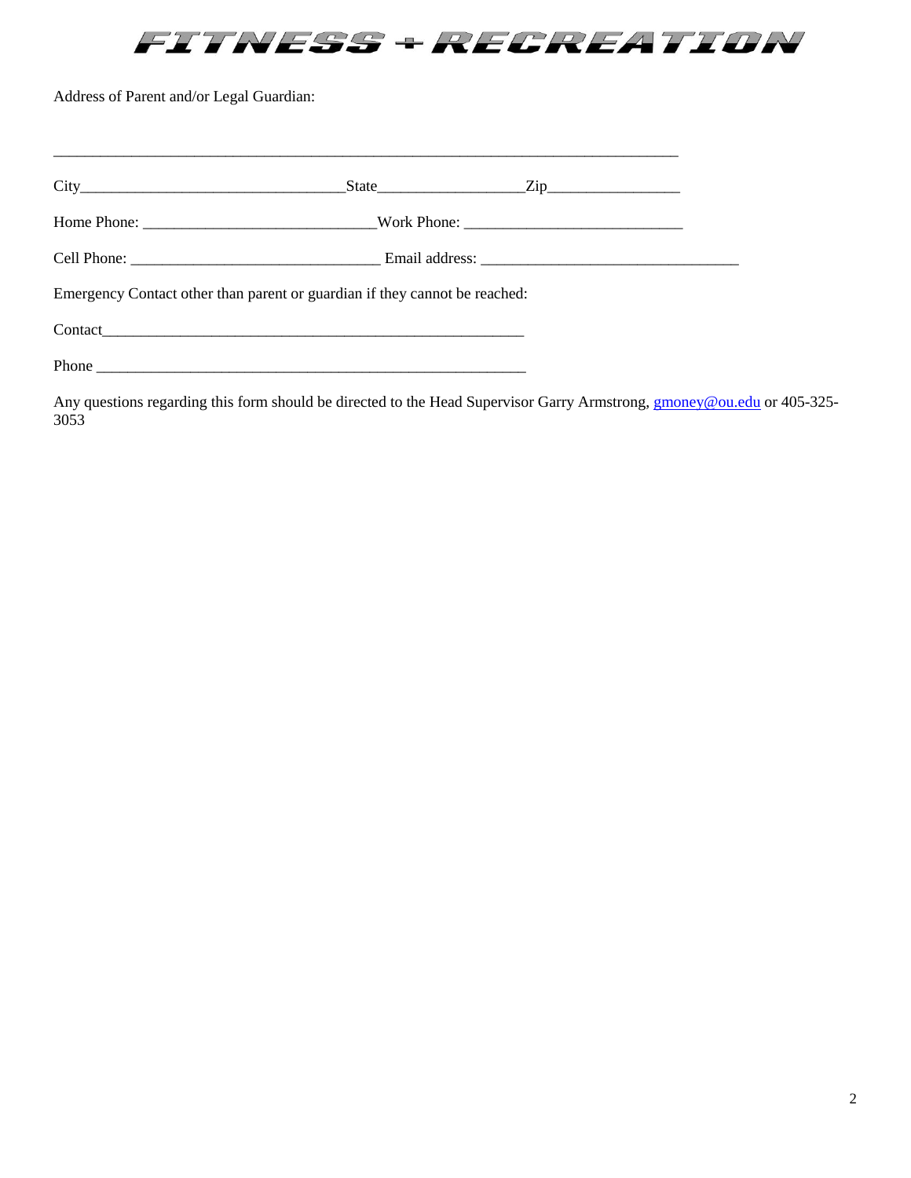# FITNESS + RECREATION

Address of Parent and/or Legal Guardian:

___________________________________________________________________________________

City_________________________________State___________________Zip_________________

Home Phone: ______________________________Work Phone: ____________________________

Cell Phone: ________________________________ Email address: __________________________________

Emergency Contact other than parent or guardian if they cannot be reached:

Contact_______________________________________________________

Phone ________________________________________________________

Any questions regarding this form should be directed to the Head Supervisor Garry Armstrong, gmoney@ou.edu or 405-325-3053